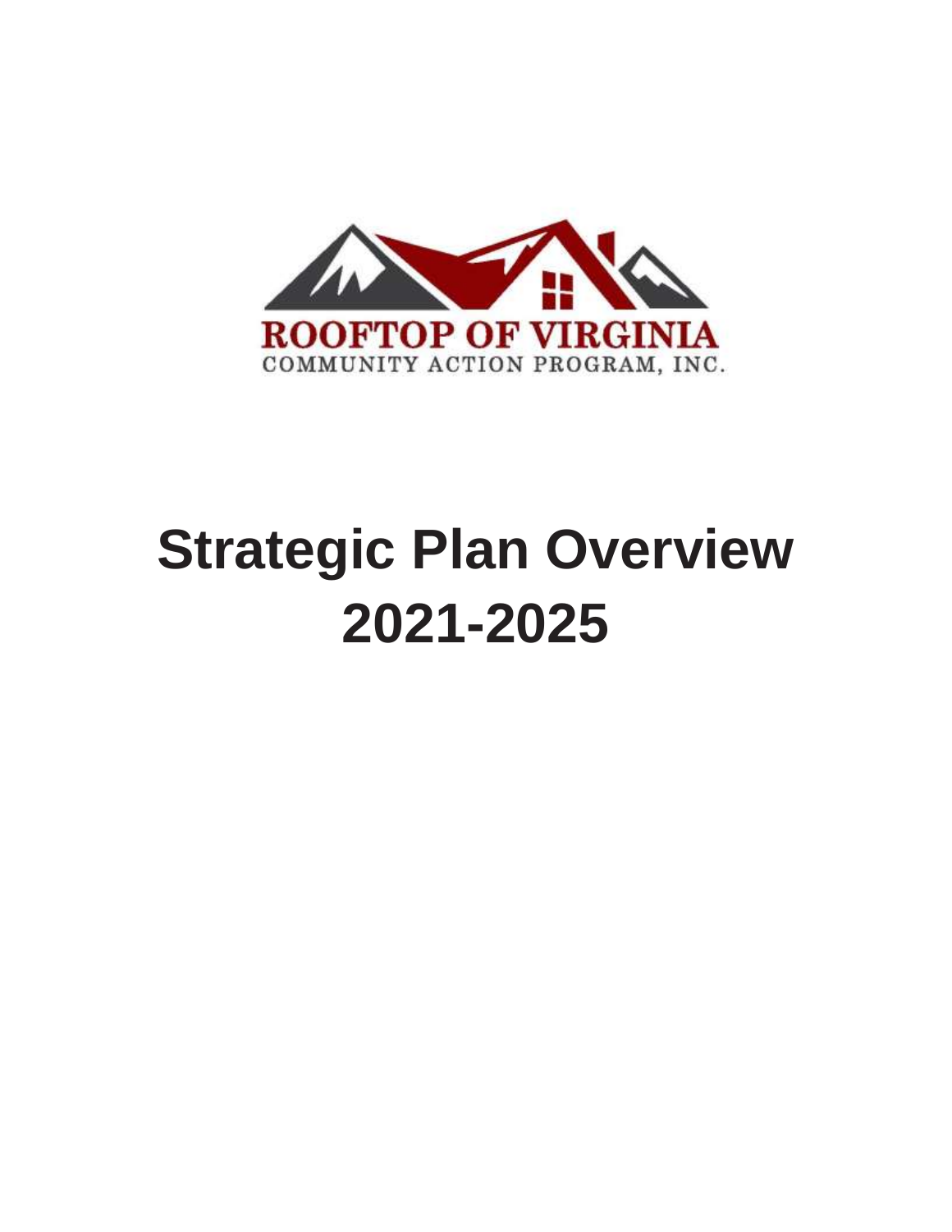ROOFTOP OF VIRGINIA
COMMUNITY ACTION PROGRAM, INC.

# Strategic Plan Overview 2021-2025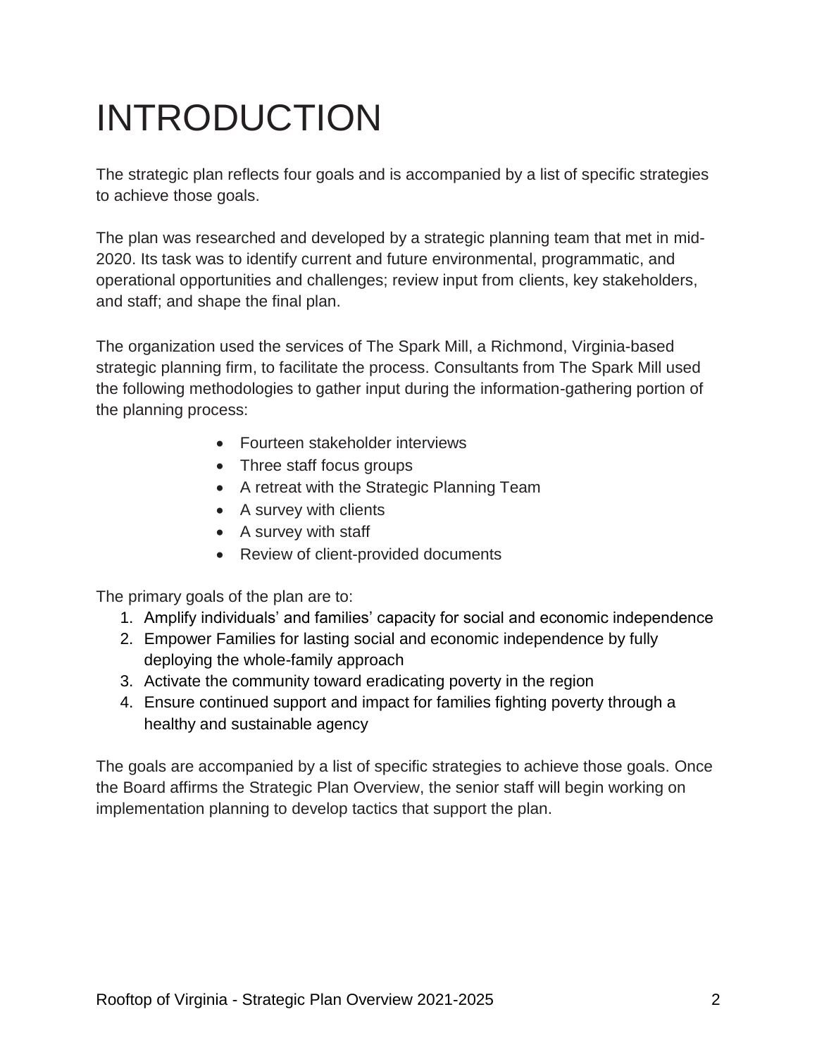# INTRODUCTION

The strategic plan reflects four goals and is accompanied by a list of specific strategies to achieve those goals.

The plan was researched and developed by a strategic planning team that met in mid-2020. Its task was to identify current and future environmental, programmatic, and operational opportunities and challenges; review input from clients, key stakeholders, and staff; and shape the final plan.

The organization used the services of The Spark Mill, a Richmond, Virginia-based strategic planning firm, to facilitate the process. Consultants from The Spark Mill used the following methodologies to gather input during the information-gathering portion of the planning process:

- Fourteen stakeholder interviews
- Three staff focus groups
- A retreat with the Strategic Planning Team
- A survey with clients
- A survey with staff
- Review of client-provided documents

The primary goals of the plan are to:

1. Amplify individuals' and families' capacity for social and economic independence
2. Empower Families for lasting social and economic independence by fully deploying the whole-family approach
3. Activate the community toward eradicating poverty in the region
4. Ensure continued support and impact for families fighting poverty through a healthy and sustainable agency

The goals are accompanied by a list of specific strategies to achieve those goals. Once the Board affirms the Strategic Plan Overview, the senior staff will begin working on implementation planning to develop tactics that support the plan.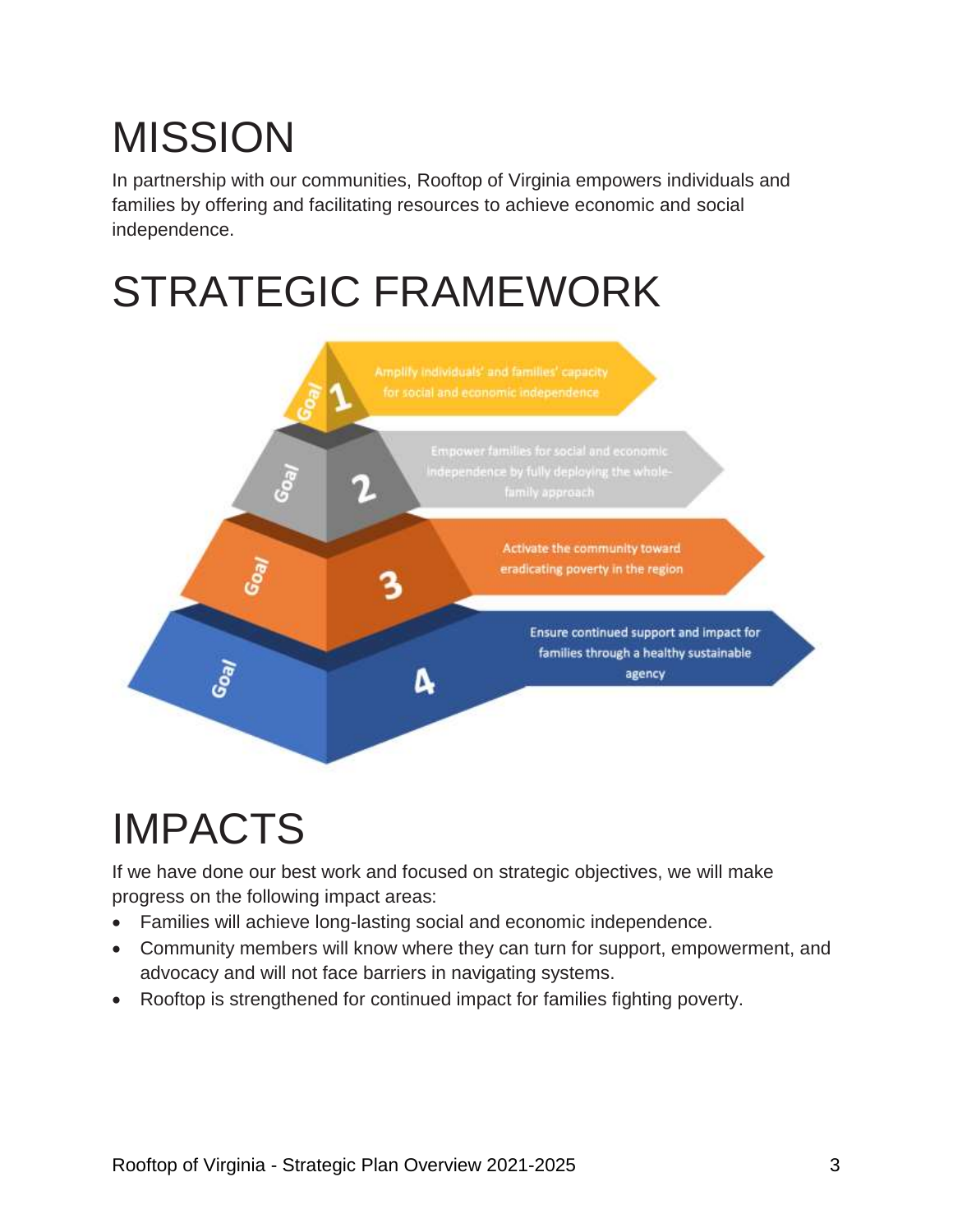# MISSION

In partnership with our communities, Rooftop of Virginia empowers individuals and families by offering and facilitating resources to achieve economic and social independence.

# STRATEGIC FRAMEWORK

**Goal 1:** Amplify individuals' and families' capacity for social and economic independence

**Goal 2:** Empower families for social and economic independence by fully deploying the whole-family approach

**Goal 3:** Activate the community toward eradicating poverty in the region

**Goal 4:** Ensure continued support and impact for families through a healthy sustainable agency

# IMPACTS

If we have done our best work and focused on strategic objectives, we will make progress on the following impact areas:

- Families will achieve long-lasting social and economic independence.
- Community members will know where they can turn for support, empowerment, and advocacy and will not face barriers in navigating systems.
- Rooftop is strengthened for continued impact for families fighting poverty.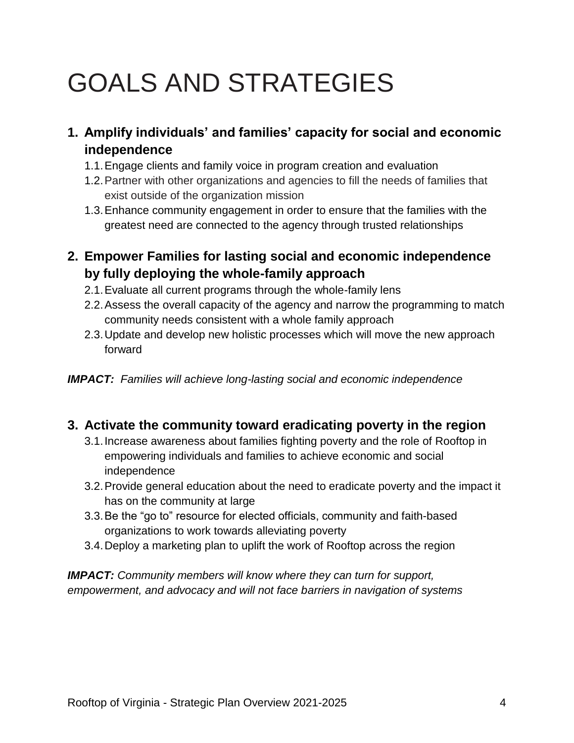# GOALS AND STRATEGIES

1. **Amplify individuals' and families' capacity for social and economic independence**
   - 1.1. Engage clients and family voice in program creation and evaluation
   - 1.2. Partner with other organizations and agencies to fill the needs of families that exist outside of the organization mission
   - 1.3. Enhance community engagement in order to ensure that the families with the greatest need are connected to the agency through trusted relationships

2. **Empower Families for lasting social and economic independence by fully deploying the whole-family approach**
   - 2.1. Evaluate all current programs through the whole-family lens
   - 2.2. Assess the overall capacity of the agency and narrow the programming to match community needs consistent with a whole family approach
   - 2.3. Update and develop new holistic processes which will move the new approach forward

***IMPACT:*** *Families will achieve long-lasting social and economic independence*

3. **Activate the community toward eradicating poverty in the region**
   - 3.1. Increase awareness about families fighting poverty and the role of Rooftop in empowering individuals and families to achieve economic and social independence
   - 3.2. Provide general education about the need to eradicate poverty and the impact it has on the community at large
   - 3.3. Be the "go to" resource for elected officials, community and faith-based organizations to work towards alleviating poverty
   - 3.4. Deploy a marketing plan to uplift the work of Rooftop across the region

***IMPACT:*** *Community members will know where they can turn for support, empowerment, and advocacy and will not face barriers in navigation of systems*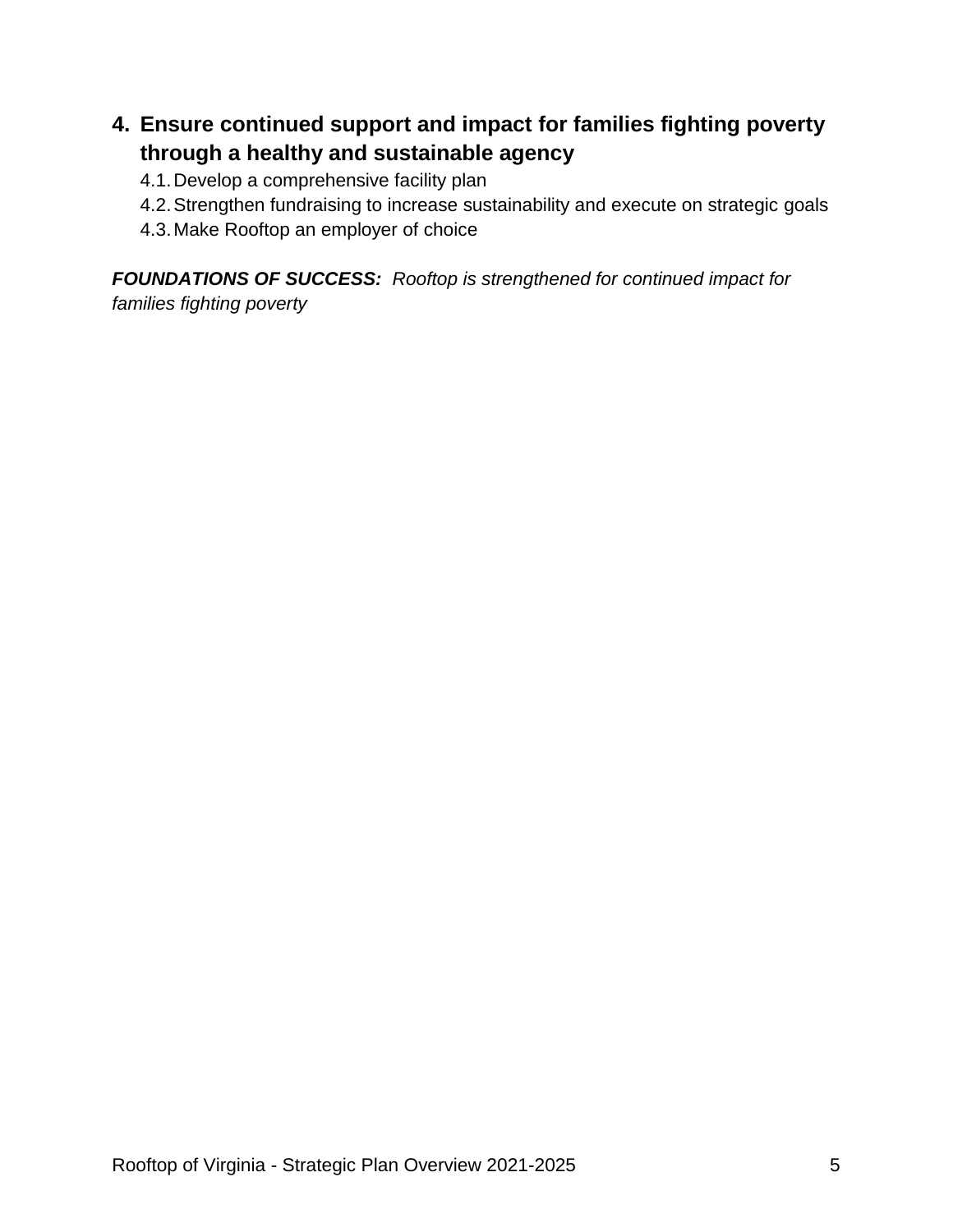4. **Ensure continued support and impact for families fighting poverty through a healthy and sustainable agency**
    4.1. Develop a comprehensive facility plan
    4.2. Strengthen fundraising to increase sustainability and execute on strategic goals
    4.3. Make Rooftop an employer of choice

***FOUNDATIONS OF SUCCESS:*** *Rooftop is strengthened for continued impact for families fighting poverty*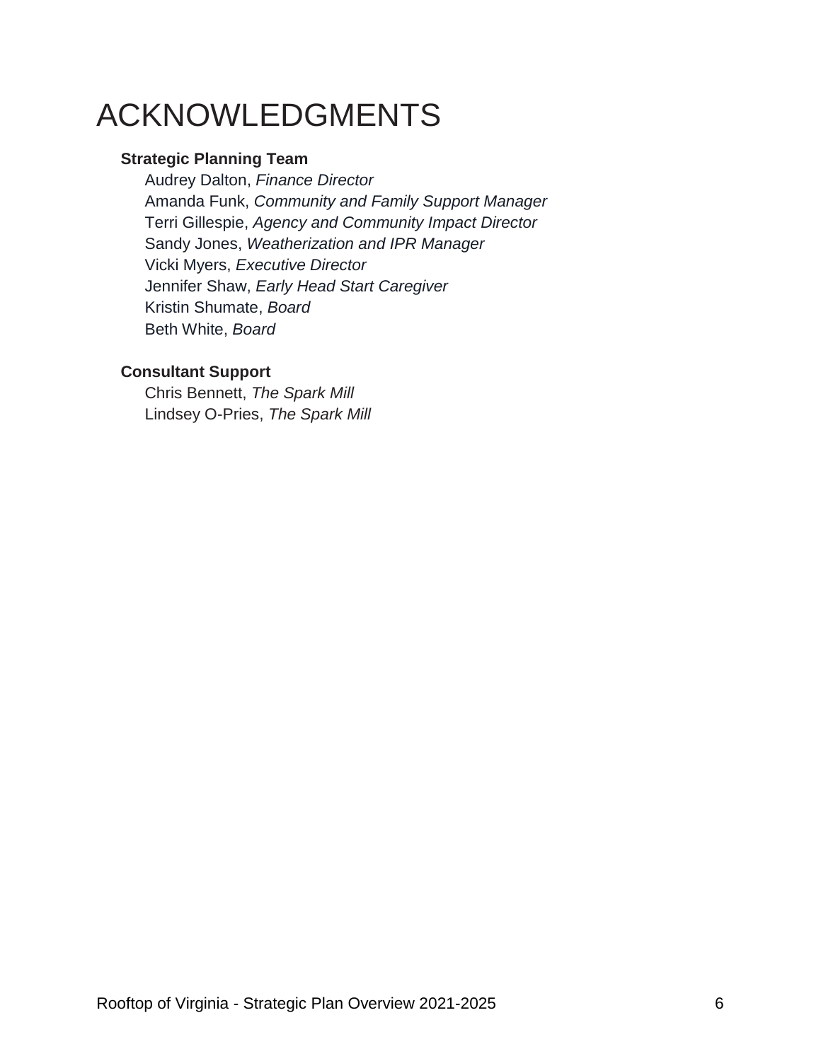# ACKNOWLEDGMENTS

**Strategic Planning Team**

Audrey Dalton, *Finance Director*
Amanda Funk, *Community and Family Support Manager*
Terri Gillespie, *Agency and Community Impact Director*
Sandy Jones, *Weatherization and IPR Manager*
Vicki Myers, *Executive Director*
Jennifer Shaw, *Early Head Start Caregiver*
Kristin Shumate, *Board*
Beth White, *Board*

**Consultant Support**

Chris Bennett, *The Spark Mill*
Lindsey O-Pries, *The Spark Mill*